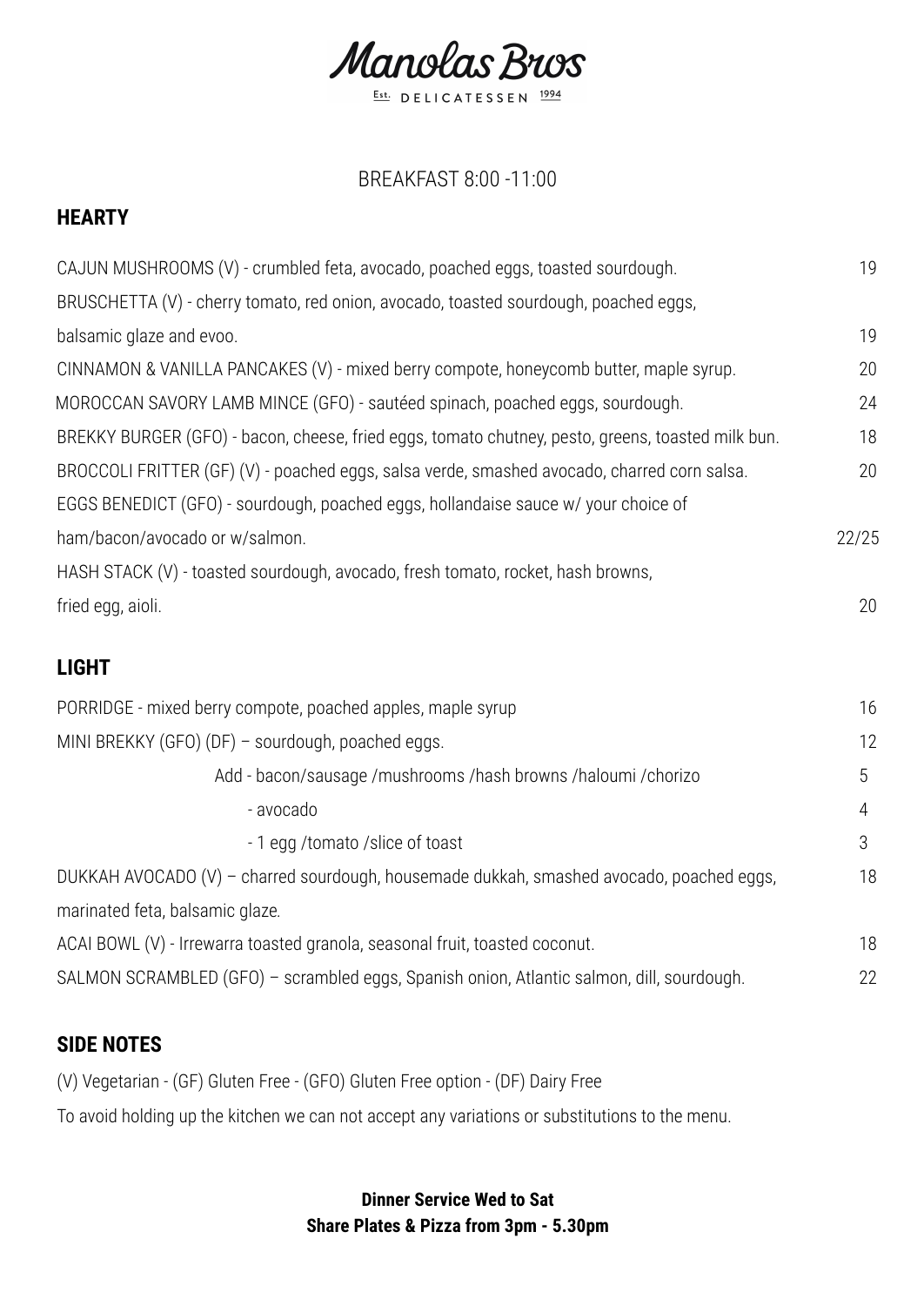# Manolas Bros

Est. DELICATESSEN 1994

BREAKFAST 8:00 -11:00

## HEARTY

| | |
|---|---|
| CAJUN MUSHROOMS (V) - crumbled feta, avocado, poached eggs, toasted sourdough. | 19 |
| BRUSCHETTA (V) - cherry tomato, red onion, avocado, toasted sourdough, poached eggs, balsamic glaze and evoo. | 19 |
| CINNAMON & VANILLA PANCAKES (V) - mixed berry compote, honeycomb butter, maple syrup. | 20 |
| MOROCCAN SAVORY LAMB MINCE (GFO) - sautéed spinach, poached eggs, sourdough. | 24 |
| BREKKY BURGER (GFO) - bacon, cheese, fried eggs, tomato chutney, pesto, greens, toasted milk bun. | 18 |
| BROCCOLI FRITTER (GF) (V) - poached eggs, salsa verde, smashed avocado, charred corn salsa. | 20 |
| EGGS BENEDICT (GFO) - sourdough, poached eggs, hollandaise sauce w/ your choice of ham/bacon/avocado or w/salmon. | 22/25 |
| HASH STACK (V) - toasted sourdough, avocado, fresh tomato, rocket, hash browns, fried egg, aioli. | 20 |

## LIGHT

| | |
|---|---|
| PORRIDGE - mixed berry compote, poached apples, maple syrup | 16 |
| MINI BREKKY (GFO) (DF) – sourdough, poached eggs. | 12 |
| Add - bacon/sausage /mushrooms /hash browns /haloumi /chorizo | 5 |
| - avocado | 4 |
| - 1 egg /tomato /slice of toast | 3 |
| DUKKAH AVOCADO (V) – charred sourdough, housemade dukkah, smashed avocado, poached eggs, marinated feta, balsamic glaze. | 18 |
| ACAI BOWL (V) - Irrewarra toasted granola, seasonal fruit, toasted coconut. | 18 |
| SALMON SCRAMBLED (GFO) – scrambled eggs, Spanish onion, Atlantic salmon, dill, sourdough. | 22 |

## SIDE NOTES

(V) Vegetarian - (GF) Gluten Free - (GFO) Gluten Free option - (DF) Dairy Free

To avoid holding up the kitchen we can not accept any variations or substitutions to the menu.

**Dinner Service Wed to Sat**
**Share Plates & Pizza from 3pm - 5.30pm**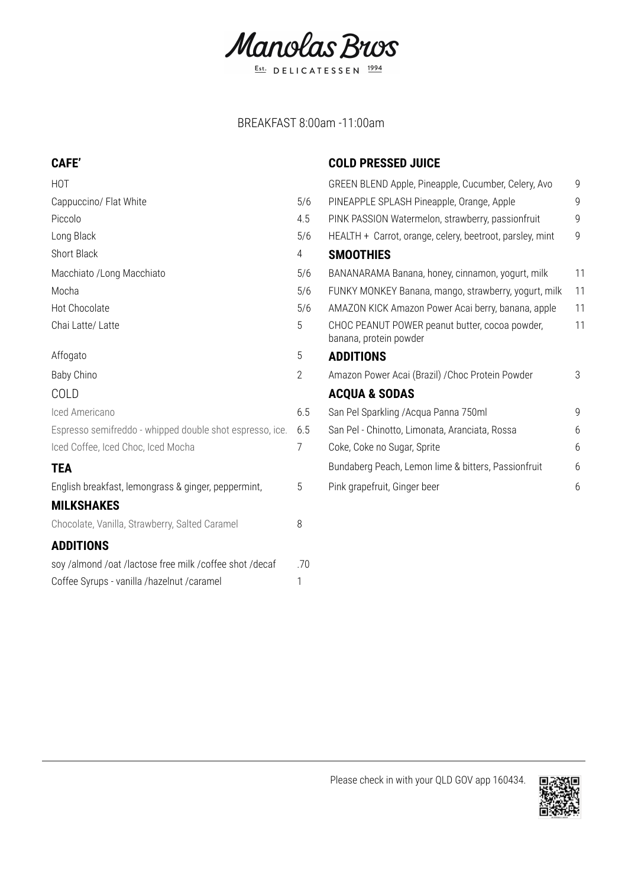# Manolas Bros

Est. DELICATESSEN 1994

BREAKFAST 8:00am -11:00am

## CAFE'

| | |
|---|---|
| HOT | |
| Cappuccino/ Flat White | 5/6 |
| Piccolo | 4.5 |
| Long Black | 5/6 |
| Short Black | 4 |
| Macchiato /Long Macchiato | 5/6 |
| Mocha | 5/6 |
| Hot Chocolate | 5/6 |
| Chai Latte/ Latte | 5 |
| Affogato | 5 |
| Baby Chino | 2 |
| COLD | |
| Iced Americano | 6.5 |
| Espresso semifreddo - whipped double shot espresso, ice. | 6.5 |
| Iced Coffee, Iced Choc, Iced Mocha | 7 |

## TEA

| | |
|---|---|
| English breakfast, lemongrass & ginger, peppermint, | 5 |

## MILKSHAKES

| | |
|---|---|
| Chocolate, Vanilla, Strawberry, Salted Caramel | 8 |

## ADDITIONS

| | |
|---|---|
| soy /almond /oat /lactose free milk /coffee shot /decaf | .70 |
| Coffee Syrups - vanilla /hazelnut /caramel | 1 |

## COLD PRESSED JUICE

| | |
|---|---|
| GREEN BLEND Apple, Pineapple, Cucumber, Celery, Avo | 9 |
| PINEAPPLE SPLASH Pineapple, Orange, Apple | 9 |
| PINK PASSION Watermelon, strawberry, passionfruit | 9 |
| HEALTH + Carrot, orange, celery, beetroot, parsley, mint | 9 |

## SMOOTHIES

| | |
|---|---|
| BANANARAMA Banana, honey, cinnamon, yogurt, milk | 11 |
| FUNKY MONKEY Banana, mango, strawberry, yogurt, milk | 11 |
| AMAZON KICK Amazon Power Acai berry, banana, apple | 11 |
| CHOC PEANUT POWER peanut butter, cocoa powder, banana, protein powder | 11 |

## ADDITIONS

| | |
|---|---|
| Amazon Power Acai (Brazil) /Choc Protein Powder | 3 |

## ACQUA & SODAS

| | |
|---|---|
| San Pel Sparkling /Acqua Panna 750ml | 9 |
| San Pel - Chinotto, Limonata, Aranciata, Rossa | 6 |
| Coke, Coke no Sugar, Sprite | 6 |
| Bundaberg Peach, Lemon lime & bitters, Passionfruit | 6 |
| Pink grapefruit, Ginger beer | 6 |

Please check in with your QLD GOV app 160434.